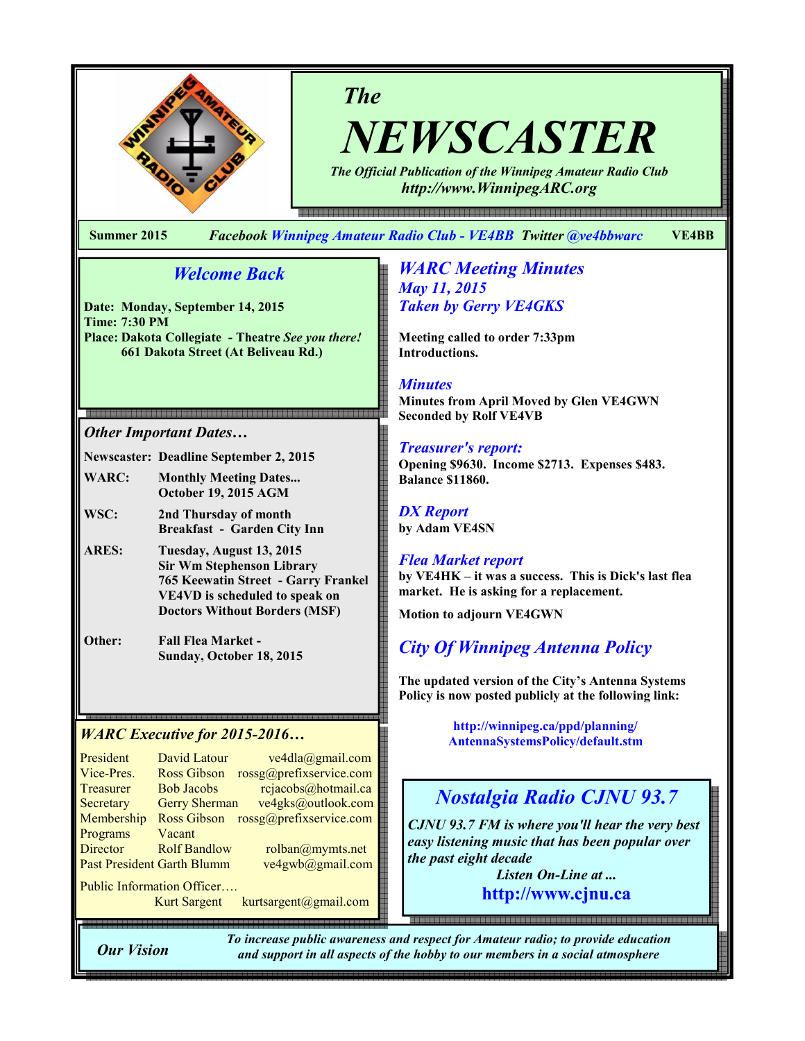# The NEWSCASTER

*The Official Publication of the Winnipeg Amateur Radio Club*
*http://www.WinnipegARC.org*

**Summer 2015** *Facebook Winnipeg Amateur Radio Club - VE4BB Twitter @ve4bbwarc* **VE4BB**

## Welcome Back

**Date: Monday, September 14, 2015**
**Time: 7:30 PM**
**Place: Dakota Collegiate - Theatre** ***See you there!***
**661 Dakota Street (At Beliveau Rd.)**

## Other Important Dates…

| | |
|---|---|
| **Newscaster:** | **Deadline September 2, 2015** |
| **WARC:** | **Monthly Meeting Dates... October 19, 2015 AGM** |
| **WSC:** | **2nd Thursday of month Breakfast - Garden City Inn** |
| **ARES:** | **Tuesday, August 13, 2015 Sir Wm Stephenson Library 765 Keewatin Street - Garry Frankel VE4VD is scheduled to speak on Doctors Without Borders (MSF)** |
| **Other:** | **Fall Flea Market - Sunday, October 18, 2015** |

## WARC Executive for 2015-2016…

| | | |
|---|---|---|
| President | David Latour | ve4dla@gmail.com |
| Vice-Pres. | Ross Gibson | rossg@prefixservice.com |
| Treasurer | Bob Jacobs | rcjacobs@hotmail.ca |
| Secretary | Gerry Sherman | ve4gks@outlook.com |
| Membership | Ross Gibson | rossg@prefixservice.com |
| Programs | Vacant | |
| Director | Rolf Bandlow | rolban@mymts.net |
| Past President | Garth Blumm | ve4gwb@gmail.com |

Public Information Officer….
Kurt Sargent kurtsargent@gmail.com

## WARC Meeting Minutes
### May 11, 2015
### Taken by Gerry VE4GKS

**Meeting called to order 7:33pm**
**Introductions.**

### Minutes

**Minutes from April Moved by Glen VE4GWN**
**Seconded by Rolf VE4VB**

### Treasurer's report:

**Opening $9630. Income $2713. Expenses $483. Balance $11860.**

### DX Report

**by Adam VE4SN**

### Flea Market report

**by VE4HK – it was a success. This is Dick's last flea market. He is asking for a replacement.**

**Motion to adjourn VE4GWN**

## City Of Winnipeg Antenna Policy

**The updated version of the City's Antenna Systems Policy is now posted publicly at the following link:**

**http://winnipeg.ca/ppd/planning/AntennaSystemsPolicy/default.stm**

## Nostalgia Radio CJNU 93.7

*CJNU 93.7 FM is where you'll hear the very best easy listening music that has been popular over the past eight decade*
*Listen On-Line at ...*
**http://www.cjnu.ca**

***Our Vision*** *To increase public awareness and respect for Amateur radio; to provide education and support in all aspects of the hobby to our members in a social atmosphere*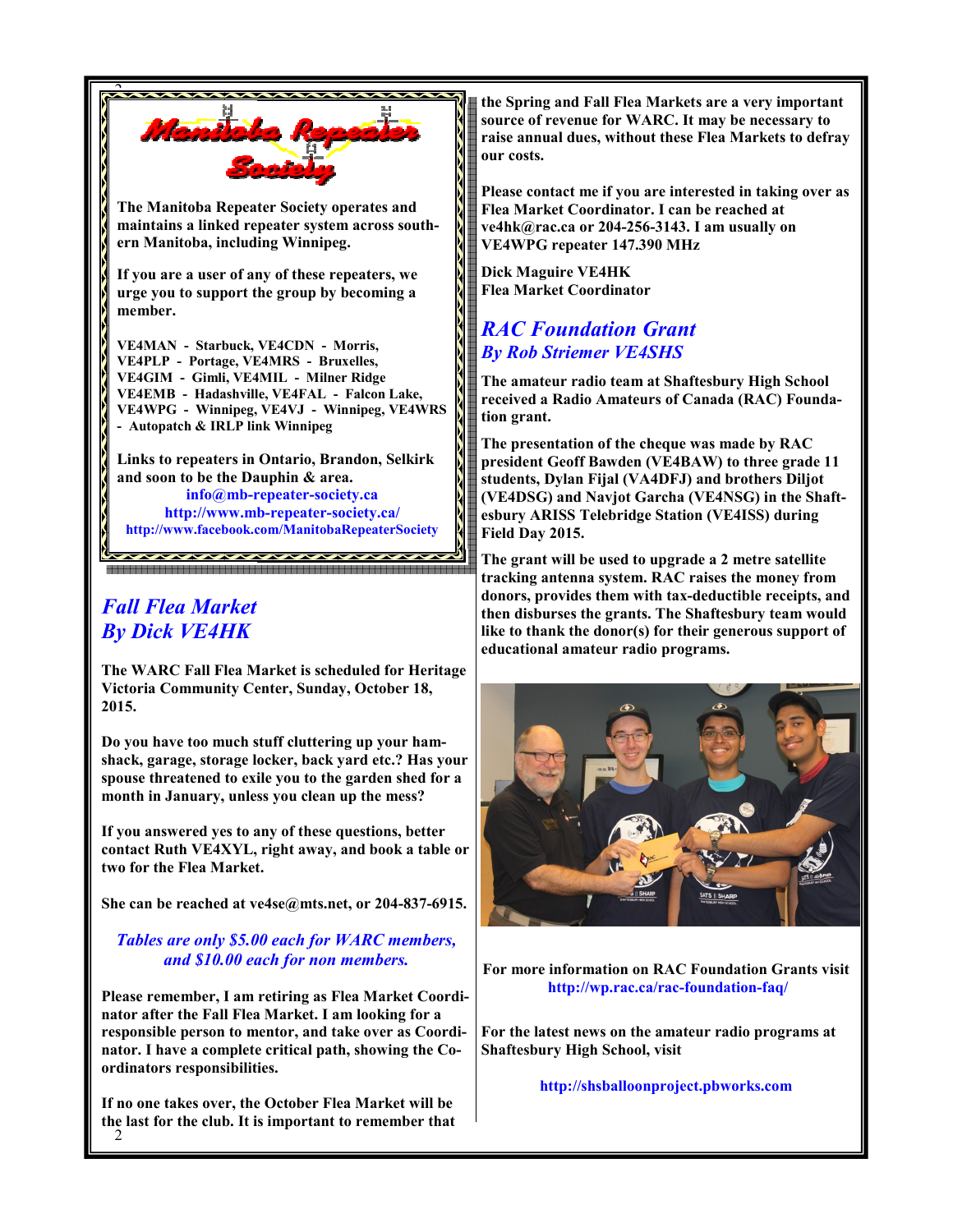# Manitoba Repeater Society

**The Manitoba Repeater Society operates and maintains a linked repeater system across southern Manitoba, including Winnipeg.**

**If you are a user of any of these repeaters, we urge you to support the group by becoming a member.**

**VE4MAN - Starbuck, VE4CDN - Morris, VE4PLP - Portage, VE4MRS - Bruxelles, VE4GIM - Gimli, VE4MIL - Milner Ridge VE4EMB - Hadashville, VE4FAL - Falcon Lake, VE4WPG - Winnipeg, VE4VJ - Winnipeg, VE4WRS - Autopatch & IRLP link Winnipeg**

**Links to repeaters in Ontario, Brandon, Selkirk and soon to be the Dauphin & area.**

**info@mb-repeater-society.ca**
**http://www.mb-repeater-society.ca/**
**http://www.facebook.com/ManitobaRepeaterSociety**

## *Fall Flea Market*
## *By Dick VE4HK*

**The WARC Fall Flea Market is scheduled for Heritage Victoria Community Center, Sunday, October 18, 2015.**

**Do you have too much stuff cluttering up your hamshack, garage, storage locker, back yard etc.? Has your spouse threatened to exile you to the garden shed for a month in January, unless you clean up the mess?**

**If you answered yes to any of these questions, better contact Ruth VE4XYL, right away, and book a table or two for the Flea Market.**

**She can be reached at ve4se@mts.net, or 204-837-6915.**

***Tables are only $5.00 each for WARC members, and $10.00 each for non members.***

**Please remember, I am retiring as Flea Market Coordinator after the Fall Flea Market. I am looking for a responsible person to mentor, and take over as Coordinator. I have a complete critical path, showing the Coordinators responsibilities.**

**If no one takes over, the October Flea Market will be the last for the club. It is important to remember that the Spring and Fall Flea Markets are a very important source of revenue for WARC. It may be necessary to raise annual dues, without these Flea Markets to defray our costs.**

**Please contact me if you are interested in taking over as Flea Market Coordinator. I can be reached at ve4hk@rac.ca or 204-256-3143. I am usually on VE4WPG repeater 147.390 MHz**

**Dick Maguire VE4HK**
**Flea Market Coordinator**

## *RAC Foundation Grant*
### *By Rob Striemer VE4SHS*

**The amateur radio team at Shaftesbury High School received a Radio Amateurs of Canada (RAC) Foundation grant.**

**The presentation of the cheque was made by RAC president Geoff Bawden (VE4BAW) to three grade 11 students, Dylan Fijal (VA4DFJ) and brothers Diljot (VE4DSG) and Navjot Garcha (VE4NSG) in the Shaftesbury ARISS Telebridge Station (VE4ISS) during Field Day 2015.**

**The grant will be used to upgrade a 2 metre satellite tracking antenna system. RAC raises the money from donors, provides them with tax-deductible receipts, and then disburses the grants. The Shaftesbury team would like to thank the donor(s) for their generous support of educational amateur radio programs.**

**For more information on RAC Foundation Grants visit http://wp.rac.ca/rac-foundation-faq/**

**For the latest news on the amateur radio programs at Shaftesbury High School, visit**

**http://shsballoonproject.pbworks.com**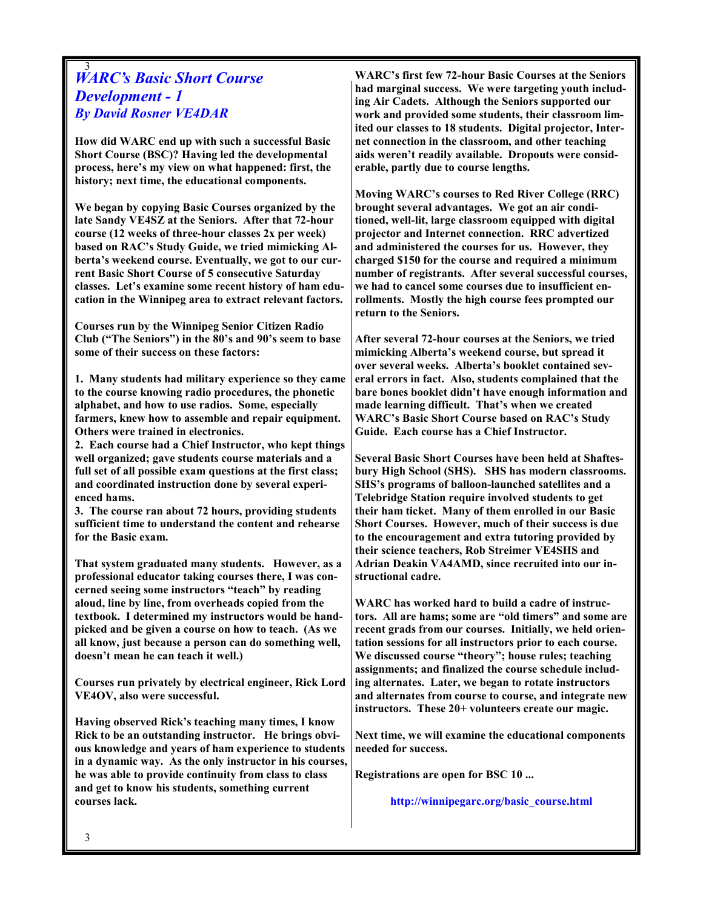## *WARC's Basic Short Course Development - 1*
### *By David Rosner VE4DAR*

**How did WARC end up with such a successful Basic Short Course (BSC)? Having led the developmental process, here's my view on what happened: first, the history; next time, the educational components.**

**We began by copying Basic Courses organized by the late Sandy VE4SZ at the Seniors. After that 72-hour course (12 weeks of three-hour classes 2x per week) based on RAC's Study Guide, we tried mimicking Alberta's weekend course. Eventually, we got to our current Basic Short Course of 5 consecutive Saturday classes. Let's examine some recent history of ham education in the Winnipeg area to extract relevant factors.**

**Courses run by the Winnipeg Senior Citizen Radio Club ("The Seniors") in the 80's and 90's seem to base some of their success on these factors:**

**1. Many students had military experience so they came to the course knowing radio procedures, the phonetic alphabet, and how to use radios. Some, especially farmers, knew how to assemble and repair equipment. Others were trained in electronics.**
**2. Each course had a Chief Instructor, who kept things well organized; gave students course materials and a full set of all possible exam questions at the first class; and coordinated instruction done by several experienced hams.**
**3. The course ran about 72 hours, providing students sufficient time to understand the content and rehearse for the Basic exam.**

**That system graduated many students. However, as a professional educator taking courses there, I was concerned seeing some instructors "teach" by reading aloud, line by line, from overheads copied from the textbook. I determined my instructors would be handpicked and be given a course on how to teach. (As we all know, just because a person can do something well, doesn't mean he can teach it well.)**

**Courses run privately by electrical engineer, Rick Lord VE4OV, also were successful.**

**Having observed Rick's teaching many times, I know Rick to be an outstanding instructor. He brings obvious knowledge and years of ham experience to students in a dynamic way. As the only instructor in his courses, he was able to provide continuity from class to class and get to know his students, something current courses lack.**

**WARC's first few 72-hour Basic Courses at the Seniors had marginal success. We were targeting youth including Air Cadets. Although the Seniors supported our work and provided some students, their classroom limited our classes to 18 students. Digital projector, Internet connection in the classroom, and other teaching aids weren't readily available. Dropouts were considerable, partly due to course lengths.**

**Moving WARC's courses to Red River College (RRC) brought several advantages. We got an air conditioned, well-lit, large classroom equipped with digital projector and Internet connection. RRC advertized and administered the courses for us. However, they charged $150 for the course and required a minimum number of registrants. After several successful courses, we had to cancel some courses due to insufficient enrollments. Mostly the high course fees prompted our return to the Seniors.**

**After several 72-hour courses at the Seniors, we tried mimicking Alberta's weekend course, but spread it over several weeks. Alberta's booklet contained several errors in fact. Also, students complained that the bare bones booklet didn't have enough information and made learning difficult. That's when we created WARC's Basic Short Course based on RAC's Study Guide. Each course has a Chief Instructor.**

**Several Basic Short Courses have been held at Shaftesbury High School (SHS). SHS has modern classrooms. SHS's programs of balloon-launched satellites and a Telebridge Station require involved students to get their ham ticket. Many of them enrolled in our Basic Short Courses. However, much of their success is due to the encouragement and extra tutoring provided by their science teachers, Rob Streimer VE4SHS and Adrian Deakin VA4AMD, since recruited into our instructional cadre.**

**WARC has worked hard to build a cadre of instructors. All are hams; some are "old timers" and some are recent grads from our courses. Initially, we held orientation sessions for all instructors prior to each course. We discussed course "theory"; house rules; teaching assignments; and finalized the course schedule including alternates. Later, we began to rotate instructors and alternates from course to course, and integrate new instructors. These 20+ volunteers create our magic.**

**Next time, we will examine the educational components needed for success.**

**Registrations are open for BSC 10 ...**

**http://winnipegarc.org/basic_course.html**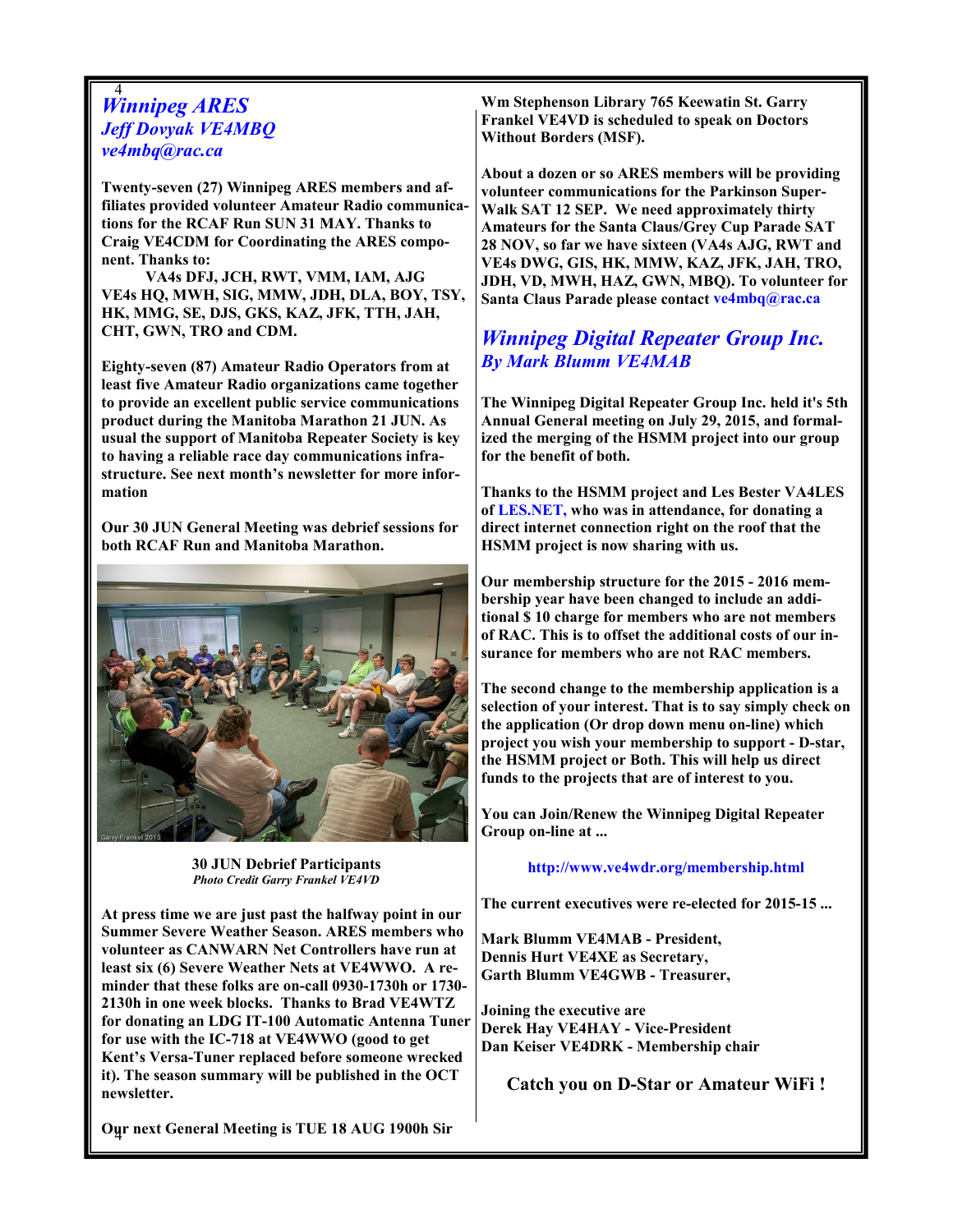## *Winnipeg ARES*
### *Jeff Dovyak VE4MBQ*
*ve4mbq@rac.ca*

**Twenty-seven (27) Winnipeg ARES members and affiliates provided volunteer Amateur Radio communications for the RCAF Run SUN 31 MAY. Thanks to Craig VE4CDM for Coordinating the ARES component. Thanks to:**

**VA4s DFJ, JCH, RWT, VMM, IAM, AJG VE4s HQ, MWH, SIG, MMW, JDH, DLA, BOY, TSY, HK, MMG, SE, DJS, GKS, KAZ, JFK, TTH, JAH, CHT, GWN, TRO and CDM.**

**Eighty-seven (87) Amateur Radio Operators from at least five Amateur Radio organizations came together to provide an excellent public service communications product during the Manitoba Marathon 21 JUN. As usual the support of Manitoba Repeater Society is key to having a reliable race day communications infrastructure. See next month's newsletter for more information**

**Our 30 JUN General Meeting was debrief sessions for both RCAF Run and Manitoba Marathon.**

**30 JUN Debrief Participants**
***Photo Credit Garry Frankel VE4VD***

**At press time we are just past the halfway point in our Summer Severe Weather Season. ARES members who volunteer as CANWARN Net Controllers have run at least six (6) Severe Weather Nets at VE4WWO. A reminder that these folks are on-call 0930-1730h or 1730-2130h in one week blocks. Thanks to Brad VE4WTZ for donating an LDG IT-100 Automatic Antenna Tuner for use with the IC-718 at VE4WWO (good to get Kent's Versa-Tuner replaced before someone wrecked it). The season summary will be published in the OCT newsletter.**

**Our next General Meeting is TUE 18 AUG 1900h Sir Wm Stephenson Library 765 Keewatin St. Garry Frankel VE4VD is scheduled to speak on Doctors Without Borders (MSF).**

**About a dozen or so ARES members will be providing volunteer communications for the Parkinson Super-Walk SAT 12 SEP. We need approximately thirty Amateurs for the Santa Claus/Grey Cup Parade SAT 28 NOV, so far we have sixteen (VA4s AJG, RWT and VE4s DWG, GIS, HK, MMW, KAZ, JFK, JAH, TRO, JDH, VD, MWH, HAZ, GWN, MBQ). To volunteer for Santa Claus Parade please contact ve4mbq@rac.ca**

## *Winnipeg Digital Repeater Group Inc.*
### *By Mark Blumm VE4MAB*

**The Winnipeg Digital Repeater Group Inc. held it's 5th Annual General meeting on July 29, 2015, and formalized the merging of the HSMM project into our group for the benefit of both.**

**Thanks to the HSMM project and Les Bester VA4LES of LES.NET, who was in attendance, for donating a direct internet connection right on the roof that the HSMM project is now sharing with us.**

**Our membership structure for the 2015 - 2016 membership year have been changed to include an additional $ 10 charge for members who are not members of RAC. This is to offset the additional costs of our insurance for members who are not RAC members.**

**The second change to the membership application is a selection of your interest. That is to say simply check on the application (Or drop down menu on-line) which project you wish your membership to support - D-star, the HSMM project or Both. This will help us direct funds to the projects that are of interest to you.**

**You can Join/Renew the Winnipeg Digital Repeater Group on-line at ...**

**http://www.ve4wdr.org/membership.html**

**The current executives were re-elected for 2015-15 ...**

**Mark Blumm VE4MAB - President,**
**Dennis Hurt VE4XE as Secretary,**
**Garth Blumm VE4GWB - Treasurer,**

**Joining the executive are**
**Derek Hay VE4HAY - Vice-President**
**Dan Keiser VE4DRK - Membership chair**

**Catch you on D-Star or Amateur WiFi !**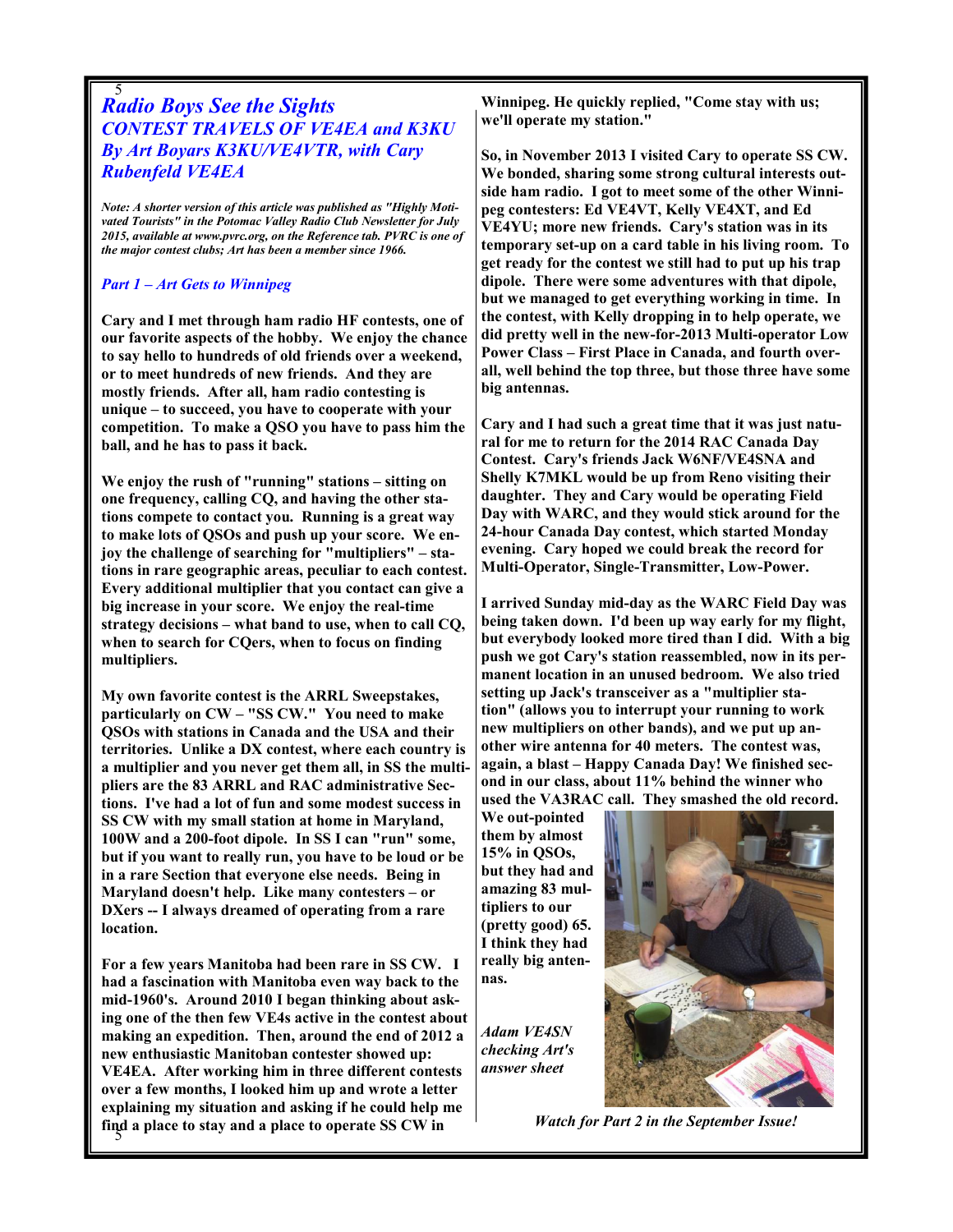# Radio Boys See the Sights

## CONTEST TRAVELS OF VE4EA and K3KU

### By Art Boyars K3KU/VE4VTR, with Cary Rubenfeld VE4EA

*Note: A shorter version of this article was published as "Highly Motivated Tourists" in the Potomac Valley Radio Club Newsletter for July 2015, available at www.pvrc.org, on the Reference tab. PVRC is one of the major contest clubs; Art has been a member since 1966.*

### *Part 1 – Art Gets to Winnipeg*

**Cary and I met through ham radio HF contests, one of our favorite aspects of the hobby. We enjoy the chance to say hello to hundreds of old friends over a weekend, or to meet hundreds of new friends. And they are mostly friends. After all, ham radio contesting is unique – to succeed, you have to cooperate with your competition. To make a QSO you have to pass him the ball, and he has to pass it back.**

**We enjoy the rush of "running" stations – sitting on one frequency, calling CQ, and having the other stations compete to contact you. Running is a great way to make lots of QSOs and push up your score. We enjoy the challenge of searching for "multipliers" – stations in rare geographic areas, peculiar to each contest. Every additional multiplier that you contact can give a big increase in your score. We enjoy the real-time strategy decisions – what band to use, when to call CQ, when to search for CQers, when to focus on finding multipliers.**

**My own favorite contest is the ARRL Sweepstakes, particularly on CW – "SS CW." You need to make QSOs with stations in Canada and the USA and their territories. Unlike a DX contest, where each country is a multiplier and you never get them all, in SS the multipliers are the 83 ARRL and RAC administrative Sections. I've had a lot of fun and some modest success in SS CW with my small station at home in Maryland, 100W and a 200-foot dipole. In SS I can "run" some, but if you want to really run, you have to be loud or be in a rare Section that everyone else needs. Being in Maryland doesn't help. Like many contesters – or DXers -- I always dreamed of operating from a rare location.**

**For a few years Manitoba had been rare in SS CW. I had a fascination with Manitoba even way back to the mid-1960's. Around 2010 I began thinking about asking one of the then few VE4s active in the contest about making an expedition. Then, around the end of 2012 a new enthusiastic Manitoban contester showed up: VE4EA. After working him in three different contests over a few months, I looked him up and wrote a letter explaining my situation and asking if he could help me find a place to stay and a place to operate SS CW in Winnipeg. He quickly replied, "Come stay with us; we'll operate my station."**

**So, in November 2013 I visited Cary to operate SS CW. We bonded, sharing some strong cultural interests outside ham radio. I got to meet some of the other Winnipeg contesters: Ed VE4VT, Kelly VE4XT, and Ed VE4YU; more new friends. Cary's station was in its temporary set-up on a card table in his living room. To get ready for the contest we still had to put up his trap dipole. There were some adventures with that dipole, but we managed to get everything working in time. In the contest, with Kelly dropping in to help operate, we did pretty well in the new-for-2013 Multi-operator Low Power Class – First Place in Canada, and fourth overall, well behind the top three, but those three have some big antennas.**

**Cary and I had such a great time that it was just natural for me to return for the 2014 RAC Canada Day Contest. Cary's friends Jack W6NF/VE4SNA and Shelly K7MKL would be up from Reno visiting their daughter. They and Cary would be operating Field Day with WARC, and they would stick around for the 24-hour Canada Day contest, which started Monday evening. Cary hoped we could break the record for Multi-Operator, Single-Transmitter, Low-Power.**

**I arrived Sunday mid-day as the WARC Field Day was being taken down. I'd been up way early for my flight, but everybody looked more tired than I did. With a big push we got Cary's station reassembled, now in its permanent location in an unused bedroom. We also tried setting up Jack's transceiver as a "multiplier station" (allows you to interrupt your running to work new multipliers on other bands), and we put up another wire antenna for 40 meters. The contest was, again, a blast – Happy Canada Day! We finished second in our class, about 11% behind the winner who used the VA3RAC call. They smashed the old record. We out-pointed them by almost 15% in QSOs, but they had and amazing 83 multipliers to our (pretty good) 65. I think they had really big antennas.**

*Adam VE4SN checking Art's answer sheet*

***Watch for Part 2 in the September Issue!***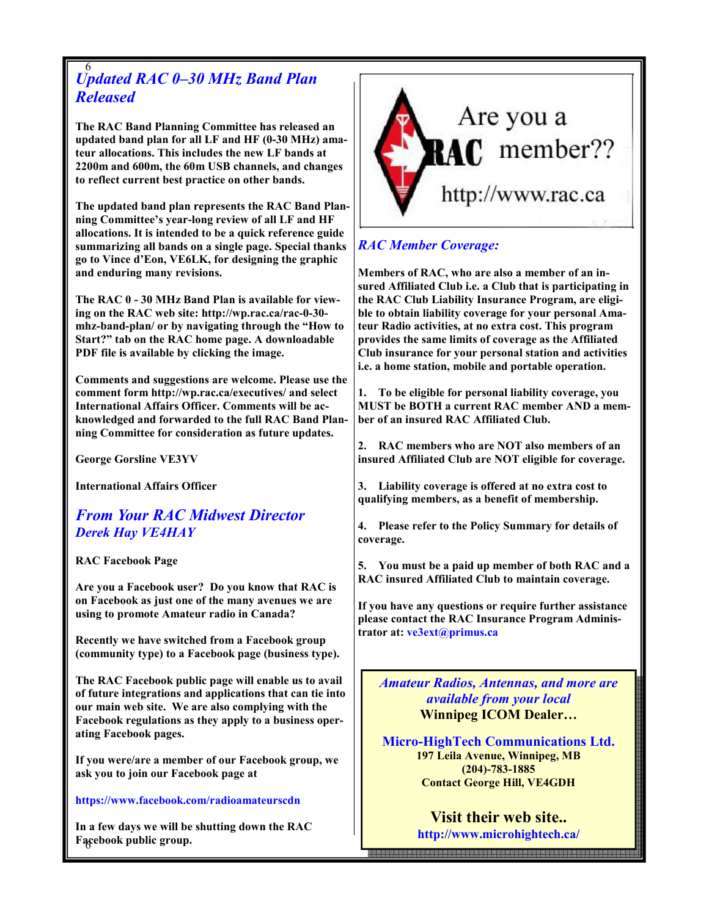## *Updated RAC 0–30 MHz Band Plan Released*

**The RAC Band Planning Committee has released an updated band plan for all LF and HF (0-30 MHz) amateur allocations. This includes the new LF bands at 2200m and 600m, the 60m USB channels, and changes to reflect current best practice on other bands.**

**The updated band plan represents the RAC Band Planning Committee's year-long review of all LF and HF allocations. It is intended to be a quick reference guide summarizing all bands on a single page. Special thanks go to Vince d'Eon, VE6LK, for designing the graphic and enduring many revisions.**

**The RAC 0 - 30 MHz Band Plan is available for viewing on the RAC web site: http://wp.rac.ca/rac-0-30-mhz-band-plan/ or by navigating through the "How to Start?" tab on the RAC home page. A downloadable PDF file is available by clicking the image.**

**Comments and suggestions are welcome. Please use the comment form http://wp.rac.ca/executives/ and select International Affairs Officer. Comments will be acknowledged and forwarded to the full RAC Band Planning Committee for consideration as future updates.**

**George Gorsline VE3YV**

**International Affairs Officer**

## *From Your RAC Midwest Director*
### *Derek Hay VE4HAY*

**RAC Facebook Page**

**Are you a Facebook user? Do you know that RAC is on Facebook as just one of the many avenues we are using to promote Amateur radio in Canada?**

**Recently we have switched from a Facebook group (community type) to a Facebook page (business type).**

**The RAC Facebook public page will enable us to avail of future integrations and applications that can tie into our main web site. We are also complying with the Facebook regulations as they apply to a business operating Facebook pages.**

**If you were/are a member of our Facebook group, we ask you to join our Facebook page at**

**https://www.facebook.com/radioamateurscdn**

**In a few days we will be shutting down the RAC Facebook public group.**

Are you a RAC member??

http://www.rac.ca

## *RAC Member Coverage:*

**Members of RAC, who are also a member of an insured Affiliated Club i.e. a Club that is participating in the RAC Club Liability Insurance Program, are eligible to obtain liability coverage for your personal Amateur Radio activities, at no extra cost. This program provides the same limits of coverage as the Affiliated Club insurance for your personal station and activities i.e. a home station, mobile and portable operation.**

1. **To be eligible for personal liability coverage, you MUST be BOTH a current RAC member AND a member of an insured RAC Affiliated Club.**
2. **RAC members who are NOT also members of an insured Affiliated Club are NOT eligible for coverage.**
3. **Liability coverage is offered at no extra cost to qualifying members, as a benefit of membership.**
4. **Please refer to the Policy Summary for details of coverage.**
5. **You must be a paid up member of both RAC and a RAC insured Affiliated Club to maintain coverage.**

**If you have any questions or require further assistance please contact the RAC Insurance Program Administrator at: ve3ext@primus.ca**

*Amateur Radios, Antennas, and more are available from your local*
**Winnipeg ICOM Dealer…**

**Micro-HighTech Communications Ltd.**
**197 Leila Avenue, Winnipeg, MB**
**(204)-783-1885**
**Contact George Hill, VE4GDH**

**Visit their web site..**
**http://www.microhightech.ca/**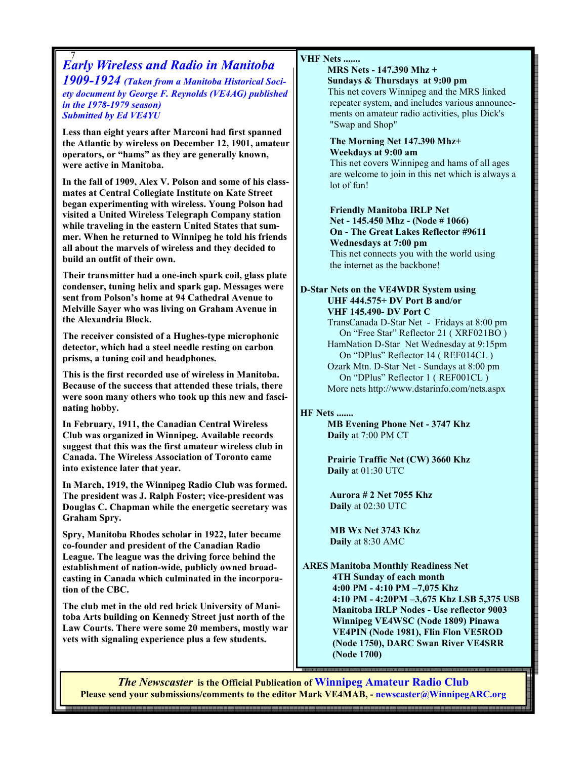# *Early Wireless and Radio in Manitoba 1909-1924*

***(Taken from a Manitoba Historical Society document by George F. Reynolds (VE4AG) published in the 1978-1979 season)***

***Submitted by Ed VE4YU***

**Less than eight years after Marconi had first spanned the Atlantic by wireless on December 12, 1901, amateur operators, or "hams" as they are generally known, were active in Manitoba.**

**In the fall of 1909, Alex V. Polson and some of his classmates at Central Collegiate Institute on Kate Street began experimenting with wireless. Young Polson had visited a United Wireless Telegraph Company station while traveling in the eastern United States that summer. When he returned to Winnipeg he told his friends all about the marvels of wireless and they decided to build an outfit of their own.**

**Their transmitter had a one-inch spark coil, glass plate condenser, tuning helix and spark gap. Messages were sent from Polson's home at 94 Cathedral Avenue to Melville Sayer who was living on Graham Avenue in the Alexandria Block.**

**The receiver consisted of a Hughes-type microphonic detector, which had a steel needle resting on carbon prisms, a tuning coil and headphones.**

**This is the first recorded use of wireless in Manitoba. Because of the success that attended these trials, there were soon many others who took up this new and fascinating hobby.**

**In February, 1911, the Canadian Central Wireless Club was organized in Winnipeg. Available records suggest that this was the first amateur wireless club in Canada. The Wireless Association of Toronto came into existence later that year.**

**In March, 1919, the Winnipeg Radio Club was formed. The president was J. Ralph Foster; vice-president was Douglas C. Chapman while the energetic secretary was Graham Spry.**

**Spry, Manitoba Rhodes scholar in 1922, later became co-founder and president of the Canadian Radio League. The league was the driving force behind the establishment of nation-wide, publicly owned broadcasting in Canada which culminated in the incorporation of the CBC.**

**The club met in the old red brick University of Manitoba Arts building on Kennedy Street just north of the Law Courts. There were some 20 members, mostly war vets with signaling experience plus a few students.**

**VHF Nets .......**

**MRS Nets - 147.390 Mhz +**
**Sundays & Thursdays at 9:00 pm**
This net covers Winnipeg and the MRS linked repeater system, and includes various announcements on amateur radio activities, plus Dick's "Swap and Shop"

**The Morning Net 147.390 Mhz+**
**Weekdays at 9:00 am**
This net covers Winnipeg and hams of all ages are welcome to join in this net which is always a lot of fun!

**Friendly Manitoba IRLP Net**
**Net - 145.450 Mhz - (Node # 1066)**
**On - The Great Lakes Reflector #9611**
**Wednesdays at 7:00 pm**
This net connects you with the world using the internet as the backbone!

**D-Star Nets on the VE4WDR System using**
**UHF 444.575+ DV Port B and/or**
**VHF 145.490- DV Port C**

TransCanada D-Star Net - Fridays at 8:00 pm
On "Free Star" Reflector 21 ( XRF021BO )
HamNation D-Star Net Wednesday at 9:15pm
On "DPlus" Reflector 14 ( REF014CL )
Ozark Mtn. D-Star Net - Sundays at 8:00 pm
On "DPlus" Reflector 1 ( REF001CL )
More nets http://www.dstarinfo.com/nets.aspx

**HF Nets .......**

**MB Evening Phone Net - 3747 Khz**
**Daily** at 7:00 PM CT

**Prairie Traffic Net (CW) 3660 Khz**
**Daily** at 01:30 UTC

**Aurora # 2 Net 7055 Khz**
**Daily** at 02:30 UTC

**MB Wx Net 3743 Khz**
**Daily** at 8:30 AMC

**ARES Manitoba Monthly Readiness Net**
**4TH Sunday of each month**
**4:00 PM - 4:10 PM –7,075 Khz**
**4:10 PM - 4:20PM –3,675 Khz LSB 5,375 USB**
**Manitoba IRLP Nodes - Use reflector 9003**
**Winnipeg VE4WSC (Node 1809) Pinawa VE4PIN (Node 1981), Flin Flon VE5ROD (Node 1750), DARC Swan River VE4SRR (Node 1700)**

***The Newscaster* is the Official Publication of Winnipeg Amateur Radio Club**
**Please send your submissions/comments to the editor Mark VE4MAB, - newscaster@WinnipegARC.org**